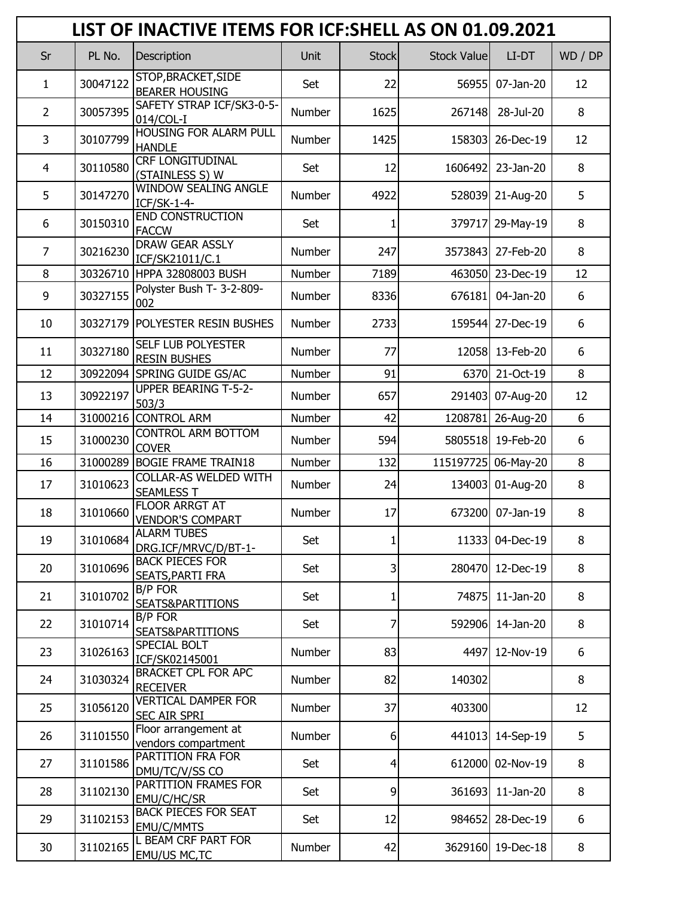# LIST OF INACTIVE ITEMS FOR ICF:SHELL AS ON 01.09.2021

| Sr | PL No. | Description | Unit | Stock | Stock Value | LI-DT | WD / DP |
|---|---|---|---|---|---|---|---|
| 1 | 30047122 | STOP,BRACKET,SIDE BEARER HOUSING | Set | 22 | 56955 | 07-Jan-20 | 12 |
| 2 | 30057395 | SAFETY STRAP ICF/SK3-0-5-014/COL-I | Number | 1625 | 267148 | 28-Jul-20 | 8 |
| 3 | 30107799 | HOUSING FOR ALARM PULL HANDLE | Number | 1425 | 158303 | 26-Dec-19 | 12 |
| 4 | 30110580 | CRF LONGITUDINAL (STAINLESS S) W | Set | 12 | 1606492 | 23-Jan-20 | 8 |
| 5 | 30147270 | WINDOW SEALING ANGLE ICF/SK-1-4- | Number | 4922 | 528039 | 21-Aug-20 | 5 |
| 6 | 30150310 | END CONSTRUCTION FACCW | Set | 1 | 379717 | 29-May-19 | 8 |
| 7 | 30216230 | DRAW GEAR ASSLY ICF/SK21011/C.1 | Number | 247 | 3573843 | 27-Feb-20 | 8 |
| 8 | 30326710 | HPPA 32808003 BUSH | Number | 7189 | 463050 | 23-Dec-19 | 12 |
| 9 | 30327155 | Polyster Bush T- 3-2-809-002 | Number | 8336 | 676181 | 04-Jan-20 | 6 |
| 10 | 30327179 | POLYESTER RESIN BUSHES | Number | 2733 | 159544 | 27-Dec-19 | 6 |
| 11 | 30327180 | SELF LUB POLYESTER RESIN BUSHES | Number | 77 | 12058 | 13-Feb-20 | 6 |
| 12 | 30922094 | SPRING GUIDE GS/AC | Number | 91 | 6370 | 21-Oct-19 | 8 |
| 13 | 30922197 | UPPER BEARING T-5-2-503/3 | Number | 657 | 291403 | 07-Aug-20 | 12 |
| 14 | 31000216 | CONTROL ARM | Number | 42 | 1208781 | 26-Aug-20 | 6 |
| 15 | 31000230 | CONTROL ARM BOTTOM COVER | Number | 594 | 5805518 | 19-Feb-20 | 6 |
| 16 | 31000289 | BOGIE FRAME TRAIN18 | Number | 132 | 115197725 | 06-May-20 | 8 |
| 17 | 31010623 | COLLAR-AS WELDED WITH SEAMLESS T | Number | 24 | 134003 | 01-Aug-20 | 8 |
| 18 | 31010660 | FLOOR ARRGT AT VENDOR'S COMPART | Number | 17 | 673200 | 07-Jan-19 | 8 |
| 19 | 31010684 | ALARM TUBES DRG.ICF/MRVC/D/BT-1- | Set | 1 | 11333 | 04-Dec-19 | 8 |
| 20 | 31010696 | BACK PIECES FOR SEATS,PARTI FRA | Set | 3 | 280470 | 12-Dec-19 | 8 |
| 21 | 31010702 | B/P FOR SEATS&PARTITIONS | Set | 1 | 74875 | 11-Jan-20 | 8 |
| 22 | 31010714 | B/P FOR SEATS&PARTITIONS | Set | 7 | 592906 | 14-Jan-20 | 8 |
| 23 | 31026163 | SPECIAL BOLT ICF/SK02145001 | Number | 83 | 4497 | 12-Nov-19 | 6 |
| 24 | 31030324 | BRACKET CPL FOR APC RECEIVER | Number | 82 | 140302 | | 8 |
| 25 | 31056120 | VERTICAL DAMPER FOR SEC AIR SPRI | Number | 37 | 403300 | | 12 |
| 26 | 31101550 | Floor arrangement at vendors compartment | Number | 6 | 441013 | 14-Sep-19 | 5 |
| 27 | 31101586 | PARTITION FRA FOR DMU/TC/V/SS CO | Set | 4 | 612000 | 02-Nov-19 | 8 |
| 28 | 31102130 | PARTITION FRAMES FOR EMU/C/HC/SR | Set | 9 | 361693 | 11-Jan-20 | 8 |
| 29 | 31102153 | BACK PIECES FOR SEAT EMU/C/MMTS | Set | 12 | 984652 | 28-Dec-19 | 6 |
| 30 | 31102165 | L BEAM CRF PART FOR EMU/US MC,TC | Number | 42 | 3629160 | 19-Dec-18 | 8 |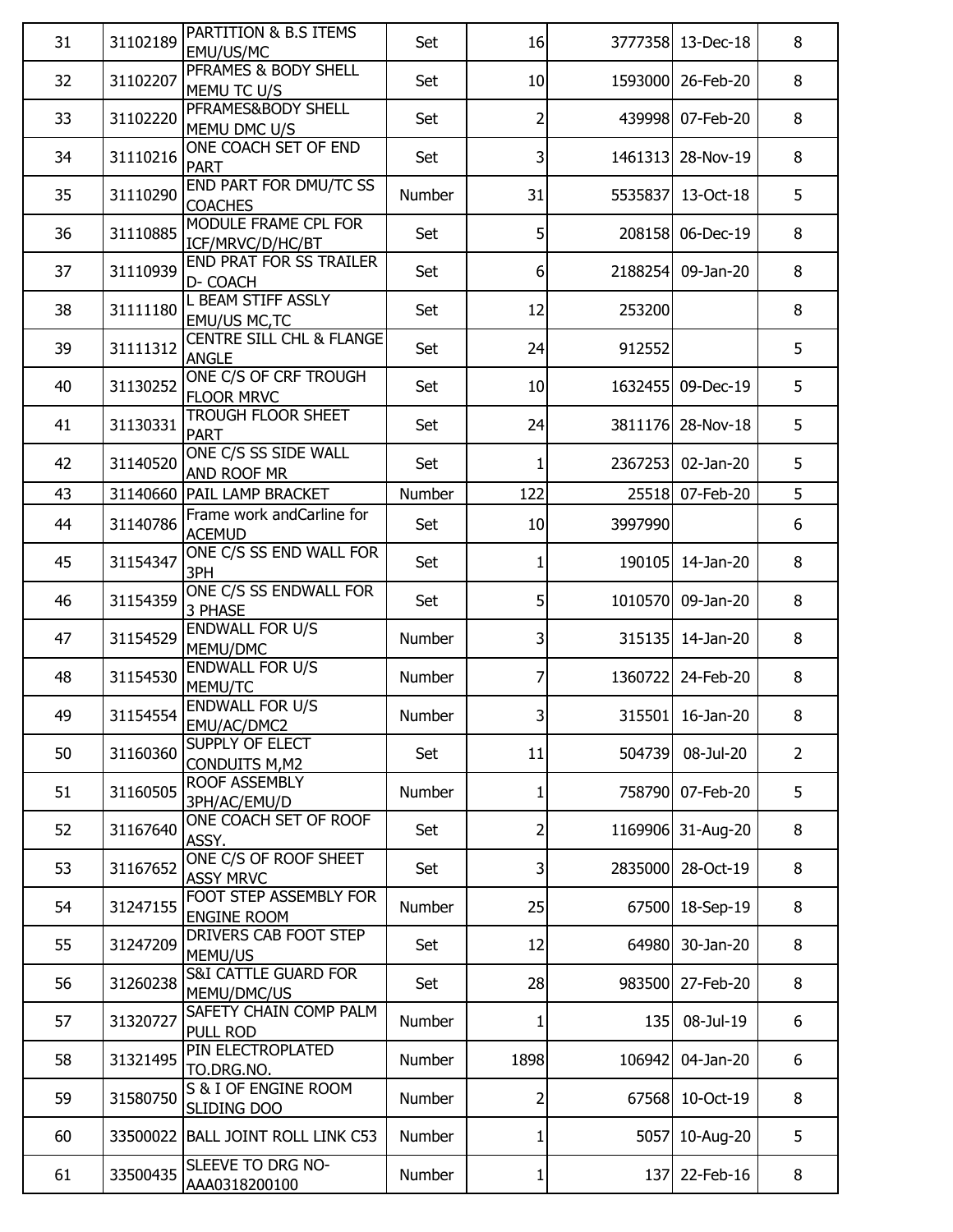| 31 | 31102189 | PARTITION & B.S ITEMS EMU/US/MC | Set | 16 | 3777358 | 13-Dec-18 | 8 |
|---|---|---|---|---|---|---|---|
| 32 | 31102207 | PFRAMES & BODY SHELL MEMU TC U/S | Set | 10 | 1593000 | 26-Feb-20 | 8 |
| 33 | 31102220 | PFRAMES&BODY SHELL MEMU DMC U/S | Set | 2 | 439998 | 07-Feb-20 | 8 |
| 34 | 31110216 | ONE COACH SET OF END PART | Set | 3 | 1461313 | 28-Nov-19 | 8 |
| 35 | 31110290 | END PART FOR DMU/TC SS COACHES | Number | 31 | 5535837 | 13-Oct-18 | 5 |
| 36 | 31110885 | MODULE FRAME CPL FOR ICF/MRVC/D/HC/BT | Set | 5 | 208158 | 06-Dec-19 | 8 |
| 37 | 31110939 | END PRAT FOR SS TRAILER D- COACH | Set | 6 | 2188254 | 09-Jan-20 | 8 |
| 38 | 31111180 | L BEAM STIFF ASSLY EMU/US MC,TC | Set | 12 | 253200 | | 8 |
| 39 | 31111312 | CENTRE SILL CHL & FLANGE ANGLE | Set | 24 | 912552 | | 5 |
| 40 | 31130252 | ONE C/S OF CRF TROUGH FLOOR MRVC | Set | 10 | 1632455 | 09-Dec-19 | 5 |
| 41 | 31130331 | TROUGH FLOOR SHEET PART | Set | 24 | 3811176 | 28-Nov-18 | 5 |
| 42 | 31140520 | ONE C/S SS SIDE WALL AND ROOF MR | Set | 1 | 2367253 | 02-Jan-20 | 5 |
| 43 | 31140660 | PAIL LAMP BRACKET | Number | 122 | 25518 | 07-Feb-20 | 5 |
| 44 | 31140786 | Frame work andCarline for ACEMUD | Set | 10 | 3997990 | | 6 |
| 45 | 31154347 | ONE C/S SS END WALL FOR 3PH | Set | 1 | 190105 | 14-Jan-20 | 8 |
| 46 | 31154359 | ONE C/S SS ENDWALL FOR 3 PHASE | Set | 5 | 1010570 | 09-Jan-20 | 8 |
| 47 | 31154529 | ENDWALL FOR U/S MEMU/DMC | Number | 3 | 315135 | 14-Jan-20 | 8 |
| 48 | 31154530 | ENDWALL FOR U/S MEMU/TC | Number | 7 | 1360722 | 24-Feb-20 | 8 |
| 49 | 31154554 | ENDWALL FOR U/S EMU/AC/DMC2 | Number | 3 | 315501 | 16-Jan-20 | 8 |
| 50 | 31160360 | SUPPLY OF ELECT CONDUITS M,M2 | Set | 11 | 504739 | 08-Jul-20 | 2 |
| 51 | 31160505 | ROOF ASSEMBLY 3PH/AC/EMU/D | Number | 1 | 758790 | 07-Feb-20 | 5 |
| 52 | 31167640 | ONE COACH SET OF ROOF ASSY. | Set | 2 | 1169906 | 31-Aug-20 | 8 |
| 53 | 31167652 | ONE C/S OF ROOF SHEET ASSY MRVC | Set | 3 | 2835000 | 28-Oct-19 | 8 |
| 54 | 31247155 | FOOT STEP ASSEMBLY FOR ENGINE ROOM | Number | 25 | 67500 | 18-Sep-19 | 8 |
| 55 | 31247209 | DRIVERS CAB FOOT STEP MEMU/US | Set | 12 | 64980 | 30-Jan-20 | 8 |
| 56 | 31260238 | S&I CATTLE GUARD FOR MEMU/DMC/US | Set | 28 | 983500 | 27-Feb-20 | 8 |
| 57 | 31320727 | SAFETY CHAIN COMP PALM PULL ROD | Number | 1 | 135 | 08-Jul-19 | 6 |
| 58 | 31321495 | PIN ELECTROPLATED TO.DRG.NO. | Number | 1898 | 106942 | 04-Jan-20 | 6 |
| 59 | 31580750 | S & I OF ENGINE ROOM SLIDING DOO | Number | 2 | 67568 | 10-Oct-19 | 8 |
| 60 | 33500022 | BALL JOINT ROLL LINK C53 | Number | 1 | 5057 | 10-Aug-20 | 5 |
| 61 | 33500435 | SLEEVE TO DRG NO-AAA0318200100 | Number | 1 | 137 | 22-Feb-16 | 8 |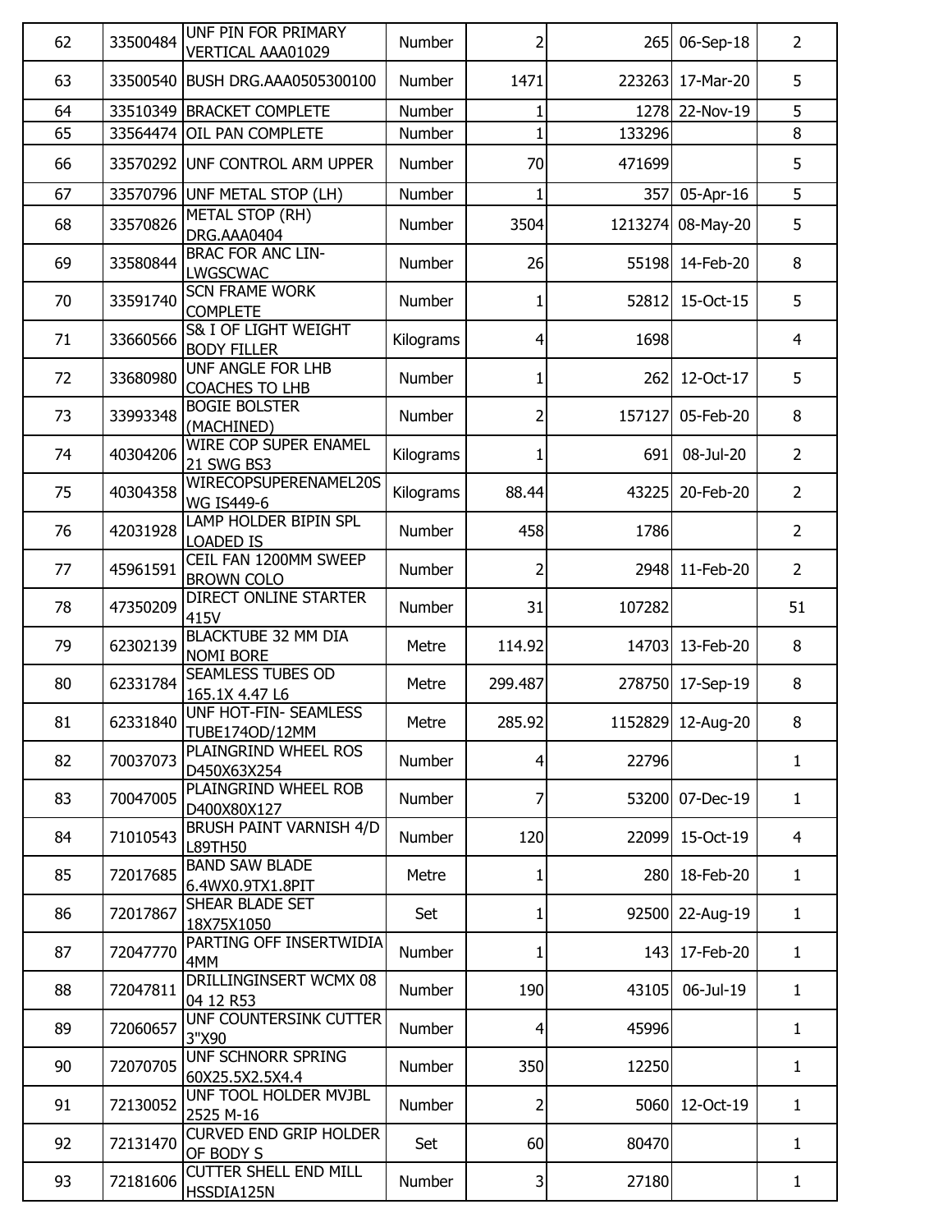| 62 | 33500484 | UNF PIN FOR PRIMARY VERTICAL AAA01029 | Number | 2 | 265 | 06-Sep-18 | 2 |
|---|---|---|---|---|---|---|---|
| 63 | 33500540 | BUSH DRG.AAA0505300100 | Number | 1471 | 223263 | 17-Mar-20 | 5 |
| 64 | 33510349 | BRACKET COMPLETE | Number | 1 | 1278 | 22-Nov-19 | 5 |
| 65 | 33564474 | OIL PAN COMPLETE | Number | 1 | 133296 | | 8 |
| 66 | 33570292 | UNF CONTROL ARM UPPER | Number | 70 | 471699 | | 5 |
| 67 | 33570796 | UNF METAL STOP (LH) | Number | 1 | 357 | 05-Apr-16 | 5 |
| 68 | 33570826 | METAL STOP (RH) DRG.AAA0404 | Number | 3504 | 1213274 | 08-May-20 | 5 |
| 69 | 33580844 | BRAC FOR ANC LIN-LWGSCWAC | Number | 26 | 55198 | 14-Feb-20 | 8 |
| 70 | 33591740 | SCN FRAME WORK COMPLETE | Number | 1 | 52812 | 15-Oct-15 | 5 |
| 71 | 33660566 | S& I OF LIGHT WEIGHT BODY FILLER | Kilograms | 4 | 1698 | | 4 |
| 72 | 33680980 | UNF ANGLE FOR LHB COACHES TO LHB | Number | 1 | 262 | 12-Oct-17 | 5 |
| 73 | 33993348 | BOGIE BOLSTER (MACHINED) | Number | 2 | 157127 | 05-Feb-20 | 8 |
| 74 | 40304206 | WIRE COP SUPER ENAMEL 21 SWG BS3 | Kilograms | 1 | 691 | 08-Jul-20 | 2 |
| 75 | 40304358 | WIRECOPSUPERENAMEL20SWG IS449-6 | Kilograms | 88.44 | 43225 | 20-Feb-20 | 2 |
| 76 | 42031928 | LAMP HOLDER BIPIN SPL LOADED IS | Number | 458 | 1786 | | 2 |
| 77 | 45961591 | CEIL FAN 1200MM SWEEP BROWN COLO | Number | 2 | 2948 | 11-Feb-20 | 2 |
| 78 | 47350209 | DIRECT ONLINE STARTER 415V | Number | 31 | 107282 | | 51 |
| 79 | 62302139 | BLACKTUBE 32 MM DIA NOMI BORE | Metre | 114.92 | 14703 | 13-Feb-20 | 8 |
| 80 | 62331784 | SEAMLESS TUBES OD 165.1X 4.47 L6 | Metre | 299.487 | 278750 | 17-Sep-19 | 8 |
| 81 | 62331840 | UNF HOT-FIN- SEAMLESS TUBE174OD/12MM | Metre | 285.92 | 1152829 | 12-Aug-20 | 8 |
| 82 | 70037073 | PLAINGRIND WHEEL ROS D450X63X254 | Number | 4 | 22796 | | 1 |
| 83 | 70047005 | PLAINGRIND WHEEL ROB D400X80X127 | Number | 7 | 53200 | 07-Dec-19 | 1 |
| 84 | 71010543 | BRUSH PAINT VARNISH 4/D L89TH50 | Number | 120 | 22099 | 15-Oct-19 | 4 |
| 85 | 72017685 | BAND SAW BLADE 6.4WX0.9TX1.8PIT | Metre | 1 | 280 | 18-Feb-20 | 1 |
| 86 | 72017867 | SHEAR BLADE SET 18X75X1050 | Set | 1 | 92500 | 22-Aug-19 | 1 |
| 87 | 72047770 | PARTING OFF INSERTWIDIA 4MM | Number | 1 | 143 | 17-Feb-20 | 1 |
| 88 | 72047811 | DRILLINGINSERT WCMX 08 04 12 R53 | Number | 190 | 43105 | 06-Jul-19 | 1 |
| 89 | 72060657 | UNF COUNTERSINK CUTTER 3"X90 | Number | 4 | 45996 | | 1 |
| 90 | 72070705 | UNF SCHNORR SPRING 60X25.5X2.5X4.4 | Number | 350 | 12250 | | 1 |
| 91 | 72130052 | UNF TOOL HOLDER MVJBL 2525 M-16 | Number | 2 | 5060 | 12-Oct-19 | 1 |
| 92 | 72131470 | CURVED END GRIP HOLDER OF BODY S | Set | 60 | 80470 | | 1 |
| 93 | 72181606 | CUTTER SHELL END MILL HSSDIA125N | Number | 3 | 27180 | | 1 |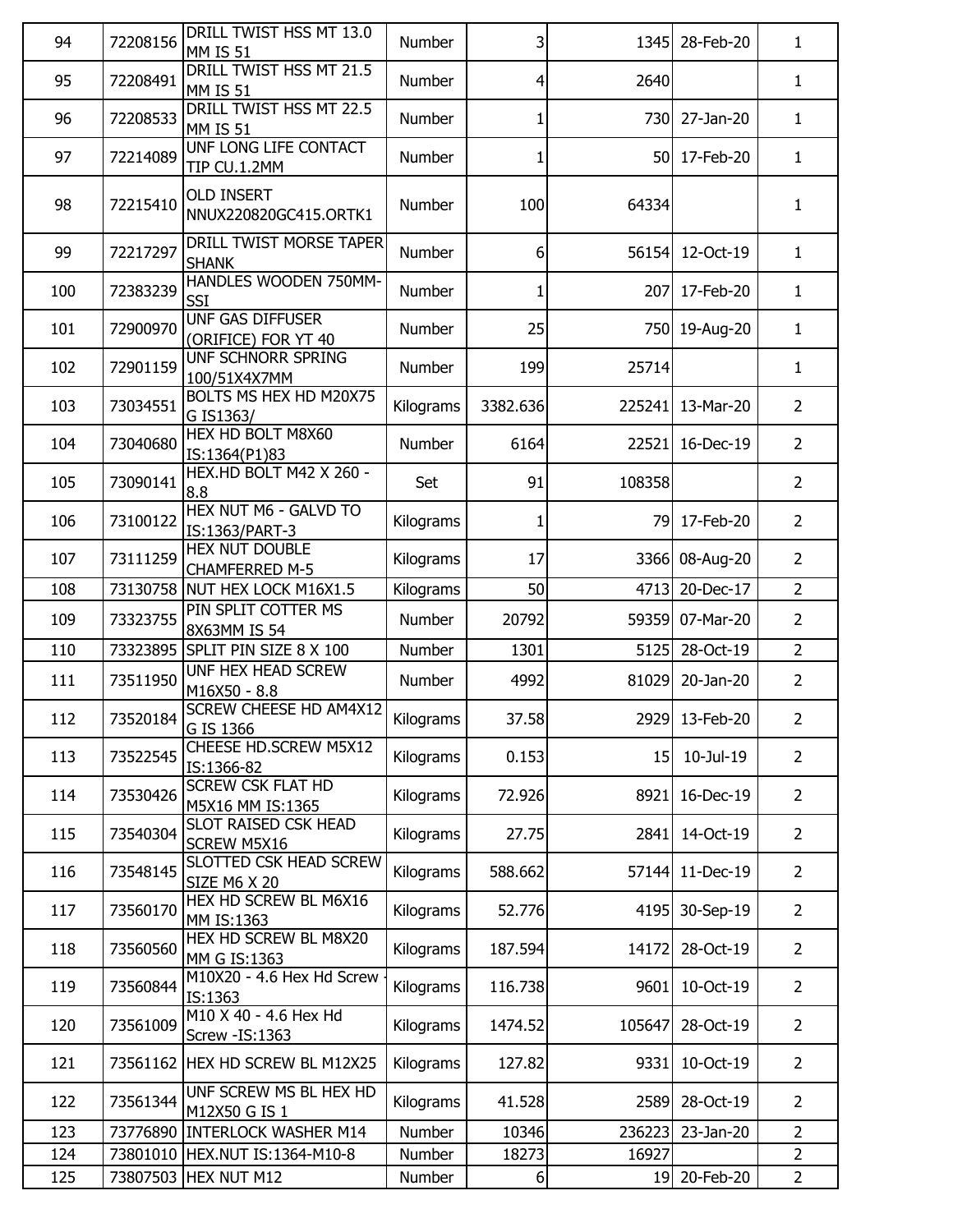| | | | | | | | |
|---|---|---|---|---|---|---|---|
| 94 | 72208156 | DRILL TWIST HSS MT 13.0 MM IS 51 | Number | 3 | 1345 | 28-Feb-20 | 1 |
| 95 | 72208491 | DRILL TWIST HSS MT 21.5 MM IS 51 | Number | 4 | 2640 | | 1 |
| 96 | 72208533 | DRILL TWIST HSS MT 22.5 MM IS 51 | Number | 1 | 730 | 27-Jan-20 | 1 |
| 97 | 72214089 | UNF LONG LIFE CONTACT TIP CU.1.2MM | Number | 1 | 50 | 17-Feb-20 | 1 |
| 98 | 72215410 | OLD INSERT NNUX220820GC415.ORTK1 | Number | 100 | 64334 | | 1 |
| 99 | 72217297 | DRILL TWIST MORSE TAPER SHANK | Number | 6 | 56154 | 12-Oct-19 | 1 |
| 100 | 72383239 | HANDLES WOODEN 750MM-SSI | Number | 1 | 207 | 17-Feb-20 | 1 |
| 101 | 72900970 | UNF GAS DIFFUSER (ORIFICE) FOR YT 40 | Number | 25 | 750 | 19-Aug-20 | 1 |
| 102 | 72901159 | UNF SCHNORR SPRING 100/51X4X7MM | Number | 199 | 25714 | | 1 |
| 103 | 73034551 | BOLTS MS HEX HD M20X75 G IS1363/ | Kilograms | 3382.636 | 225241 | 13-Mar-20 | 2 |
| 104 | 73040680 | HEX HD BOLT M8X60 IS:1364(P1)83 | Number | 6164 | 22521 | 16-Dec-19 | 2 |
| 105 | 73090141 | HEX.HD BOLT M42 X 260 - 8.8 | Set | 91 | 108358 | | 2 |
| 106 | 73100122 | HEX NUT M6 - GALVD TO IS:1363/PART-3 | Kilograms | 1 | 79 | 17-Feb-20 | 2 |
| 107 | 73111259 | HEX NUT DOUBLE CHAMFERRED M-5 | Kilograms | 17 | 3366 | 08-Aug-20 | 2 |
| 108 | 73130758 | NUT HEX LOCK M16X1.5 | Kilograms | 50 | 4713 | 20-Dec-17 | 2 |
| 109 | 73323755 | PIN SPLIT COTTER MS 8X63MM IS 54 | Number | 20792 | 59359 | 07-Mar-20 | 2 |
| 110 | 73323895 | SPLIT PIN SIZE 8 X 100 | Number | 1301 | 5125 | 28-Oct-19 | 2 |
| 111 | 73511950 | UNF HEX HEAD SCREW M16X50 - 8.8 | Number | 4992 | 81029 | 20-Jan-20 | 2 |
| 112 | 73520184 | SCREW CHEESE HD AM4X12 G IS 1366 | Kilograms | 37.58 | 2929 | 13-Feb-20 | 2 |
| 113 | 73522545 | CHEESE HD.SCREW M5X12 IS:1366-82 | Kilograms | 0.153 | 15 | 10-Jul-19 | 2 |
| 114 | 73530426 | SCREW CSK FLAT HD M5X16 MM IS:1365 | Kilograms | 72.926 | 8921 | 16-Dec-19 | 2 |
| 115 | 73540304 | SLOT RAISED CSK HEAD SCREW M5X16 | Kilograms | 27.75 | 2841 | 14-Oct-19 | 2 |
| 116 | 73548145 | SLOTTED CSK HEAD SCREW SIZE M6 X 20 | Kilograms | 588.662 | 57144 | 11-Dec-19 | 2 |
| 117 | 73560170 | HEX HD SCREW BL M6X16 MM IS:1363 | Kilograms | 52.776 | 4195 | 30-Sep-19 | 2 |
| 118 | 73560560 | HEX HD SCREW BL M8X20 MM G IS:1363 | Kilograms | 187.594 | 14172 | 28-Oct-19 | 2 |
| 119 | 73560844 | M10X20 - 4.6 Hex Hd Screw - IS:1363 | Kilograms | 116.738 | 9601 | 10-Oct-19 | 2 |
| 120 | 73561009 | M10 X 40 - 4.6 Hex Hd Screw -IS:1363 | Kilograms | 1474.52 | 105647 | 28-Oct-19 | 2 |
| 121 | 73561162 | HEX HD SCREW BL M12X25 | Kilograms | 127.82 | 9331 | 10-Oct-19 | 2 |
| 122 | 73561344 | UNF SCREW MS BL HEX HD M12X50 G IS 1 | Kilograms | 41.528 | 2589 | 28-Oct-19 | 2 |
| 123 | 73776890 | INTERLOCK WASHER M14 | Number | 10346 | 236223 | 23-Jan-20 | 2 |
| 124 | 73801010 | HEX.NUT IS:1364-M10-8 | Number | 18273 | 16927 | | 2 |
| 125 | 73807503 | HEX NUT M12 | Number | 6 | 19 | 20-Feb-20 | 2 |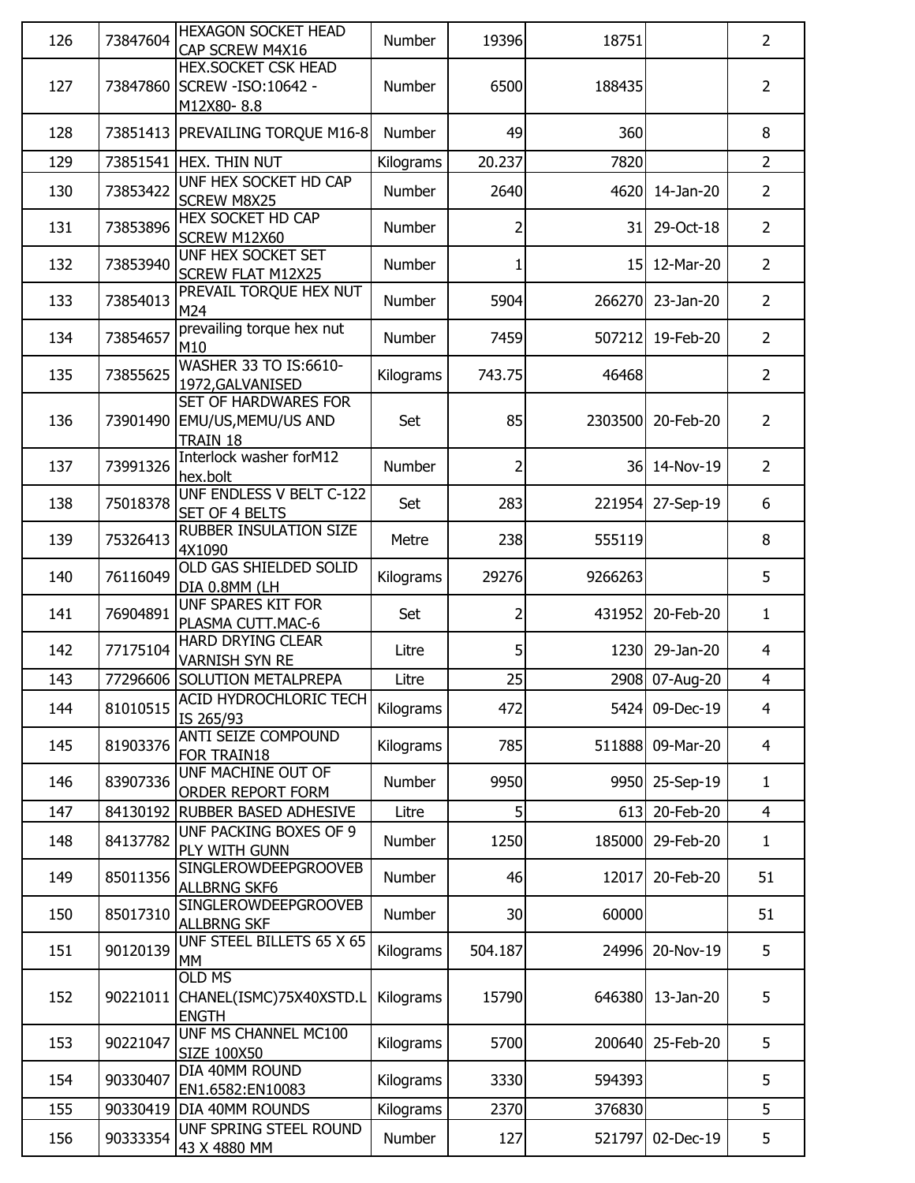| | | | | | | | |
|---|---|---|---|---|---|---|---|
| 126 | 73847604 | HEXAGON SOCKET HEAD CAP SCREW M4X16 | Number | 19396 | 18751 | | 2 |
| 127 | 73847860 | HEX.SOCKET CSK HEAD SCREW -ISO:10642 - M12X80- 8.8 | Number | 6500 | 188435 | | 2 |
| 128 | 73851413 | PREVAILING TORQUE M16-8 | Number | 49 | 360 | | 8 |
| 129 | 73851541 | HEX. THIN NUT | Kilograms | 20.237 | 7820 | | 2 |
| 130 | 73853422 | UNF HEX SOCKET HD CAP SCREW M8X25 | Number | 2640 | 4620 | 14-Jan-20 | 2 |
| 131 | 73853896 | HEX SOCKET HD CAP SCREW M12X60 | Number | 2 | 31 | 29-Oct-18 | 2 |
| 132 | 73853940 | UNF HEX SOCKET SET SCREW FLAT M12X25 | Number | 1 | 15 | 12-Mar-20 | 2 |
| 133 | 73854013 | PREVAIL TORQUE HEX NUT M24 | Number | 5904 | 266270 | 23-Jan-20 | 2 |
| 134 | 73854657 | prevailing torque hex nut M10 | Number | 7459 | 507212 | 19-Feb-20 | 2 |
| 135 | 73855625 | WASHER 33 TO IS:6610-1972,GALVANISED | Kilograms | 743.75 | 46468 | | 2 |
| 136 | 73901490 | SET OF HARDWARES FOR EMU/US,MEMU/US AND TRAIN 18 | Set | 85 | 2303500 | 20-Feb-20 | 2 |
| 137 | 73991326 | Interlock washer forM12 hex.bolt | Number | 2 | 36 | 14-Nov-19 | 2 |
| 138 | 75018378 | UNF ENDLESS V BELT C-122 SET OF 4 BELTS | Set | 283 | 221954 | 27-Sep-19 | 6 |
| 139 | 75326413 | RUBBER INSULATION SIZE 4X1090 | Metre | 238 | 555119 | | 8 |
| 140 | 76116049 | OLD GAS SHIELDED SOLID DIA 0.8MM (LH | Kilograms | 29276 | 9266263 | | 5 |
| 141 | 76904891 | UNF SPARES KIT FOR PLASMA CUTT.MAC-6 | Set | 2 | 431952 | 20-Feb-20 | 1 |
| 142 | 77175104 | HARD DRYING CLEAR VARNISH SYN RE | Litre | 5 | 1230 | 29-Jan-20 | 4 |
| 143 | 77296606 | SOLUTION METALPREPA | Litre | 25 | 2908 | 07-Aug-20 | 4 |
| 144 | 81010515 | ACID HYDROCHLORIC TECH IS 265/93 | Kilograms | 472 | 5424 | 09-Dec-19 | 4 |
| 145 | 81903376 | ANTI SEIZE COMPOUND FOR TRAIN18 | Kilograms | 785 | 511888 | 09-Mar-20 | 4 |
| 146 | 83907336 | UNF MACHINE OUT OF ORDER REPORT FORM | Number | 9950 | 9950 | 25-Sep-19 | 1 |
| 147 | 84130192 | RUBBER BASED ADHESIVE | Litre | 5 | 613 | 20-Feb-20 | 4 |
| 148 | 84137782 | UNF PACKING BOXES OF 9 PLY WITH GUNN | Number | 1250 | 185000 | 29-Feb-20 | 1 |
| 149 | 85011356 | SINGLEROWDEEPGROOVEB ALLBRNG SKF6 | Number | 46 | 12017 | 20-Feb-20 | 51 |
| 150 | 85017310 | SINGLEROWDEEPGROOVEB ALLBRNG SKF | Number | 30 | 60000 | | 51 |
| 151 | 90120139 | UNF STEEL BILLETS 65 X 65 MM | Kilograms | 504.187 | 24996 | 20-Nov-19 | 5 |
| 152 | 90221011 | OLD MS CHANEL(ISMC)75X40XSTD.LENGTH | Kilograms | 15790 | 646380 | 13-Jan-20 | 5 |
| 153 | 90221047 | UNF MS CHANNEL MC100 SIZE 100X50 | Kilograms | 5700 | 200640 | 25-Feb-20 | 5 |
| 154 | 90330407 | DIA 40MM ROUND EN1.6582:EN10083 | Kilograms | 3330 | 594393 | | 5 |
| 155 | 90330419 | DIA 40MM ROUNDS | Kilograms | 2370 | 376830 | | 5 |
| 156 | 90333354 | UNF SPRING STEEL ROUND 43 X 4880 MM | Number | 127 | 521797 | 02-Dec-19 | 5 |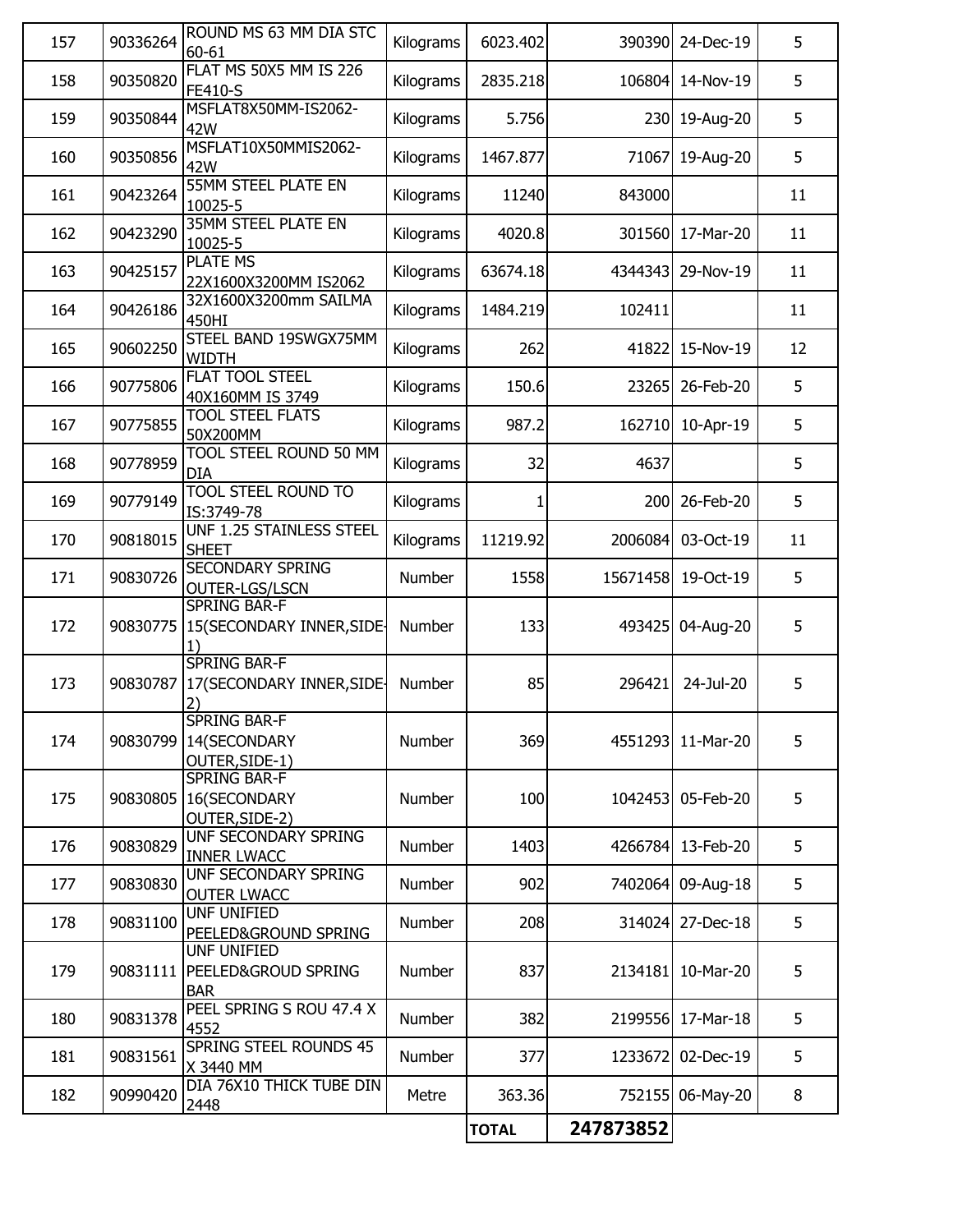| | | | | | | | |
|---|---|---|---|---|---|---|---|
| 157 | 90336264 | ROUND MS 63 MM DIA STC 60-61 | Kilograms | 6023.402 | 390390 | 24-Dec-19 | 5 |
| 158 | 90350820 | FLAT MS 50X5 MM IS 226 FE410-S | Kilograms | 2835.218 | 106804 | 14-Nov-19 | 5 |
| 159 | 90350844 | MSFLAT8X50MM-IS2062-42W | Kilograms | 5.756 | 230 | 19-Aug-20 | 5 |
| 160 | 90350856 | MSFLAT10X50MMIS2062-42W | Kilograms | 1467.877 | 71067 | 19-Aug-20 | 5 |
| 161 | 90423264 | 55MM STEEL PLATE EN 10025-5 | Kilograms | 11240 | 843000 | | 11 |
| 162 | 90423290 | 35MM STEEL PLATE EN 10025-5 | Kilograms | 4020.8 | 301560 | 17-Mar-20 | 11 |
| 163 | 90425157 | PLATE MS 22X1600X3200MM IS2062 | Kilograms | 63674.18 | 4344343 | 29-Nov-19 | 11 |
| 164 | 90426186 | 32X1600X3200mm SAILMA 450HI | Kilograms | 1484.219 | 102411 | | 11 |
| 165 | 90602250 | STEEL BAND 19SWGX75MM WIDTH | Kilograms | 262 | 41822 | 15-Nov-19 | 12 |
| 166 | 90775806 | FLAT TOOL STEEL 40X160MM IS 3749 | Kilograms | 150.6 | 23265 | 26-Feb-20 | 5 |
| 167 | 90775855 | TOOL STEEL FLATS 50X200MM | Kilograms | 987.2 | 162710 | 10-Apr-19 | 5 |
| 168 | 90778959 | TOOL STEEL ROUND 50 MM DIA | Kilograms | 32 | 4637 | | 5 |
| 169 | 90779149 | TOOL STEEL ROUND TO IS:3749-78 | Kilograms | 1 | 200 | 26-Feb-20 | 5 |
| 170 | 90818015 | UNF 1.25 STAINLESS STEEL SHEET | Kilograms | 11219.92 | 2006084 | 03-Oct-19 | 11 |
| 171 | 90830726 | SECONDARY SPRING OUTER-LGS/LSCN | Number | 1558 | 15671458 | 19-Oct-19 | 5 |
| 172 | 90830775 | SPRING BAR-F 15(SECONDARY INNER,SIDE-1) | Number | 133 | 493425 | 04-Aug-20 | 5 |
| 173 | 90830787 | SPRING BAR-F 17(SECONDARY INNER,SIDE-2) | Number | 85 | 296421 | 24-Jul-20 | 5 |
| 174 | 90830799 | SPRING BAR-F 14(SECONDARY OUTER,SIDE-1) | Number | 369 | 4551293 | 11-Mar-20 | 5 |
| 175 | 90830805 | SPRING BAR-F 16(SECONDARY OUTER,SIDE-2) | Number | 100 | 1042453 | 05-Feb-20 | 5 |
| 176 | 90830829 | UNF SECONDARY SPRING INNER LWACC | Number | 1403 | 4266784 | 13-Feb-20 | 5 |
| 177 | 90830830 | UNF SECONDARY SPRING OUTER LWACC | Number | 902 | 7402064 | 09-Aug-18 | 5 |
| 178 | 90831100 | UNF UNIFIED PEELED&GROUND SPRING | Number | 208 | 314024 | 27-Dec-18 | 5 |
| 179 | 90831111 | UNF UNIFIED PEELED&GROUD SPRING BAR | Number | 837 | 2134181 | 10-Mar-20 | 5 |
| 180 | 90831378 | PEEL SPRING S ROU 47.4 X 4552 | Number | 382 | 2199556 | 17-Mar-18 | 5 |
| 181 | 90831561 | SPRING STEEL ROUNDS 45 X 3440 MM | Number | 377 | 1233672 | 02-Dec-19 | 5 |
| 182 | 90990420 | DIA 76X10 THICK TUBE DIN 2448 | Metre | 363.36 | 752155 | 06-May-20 | 8 |
| | | | | **TOTAL** | **247873852** | | |